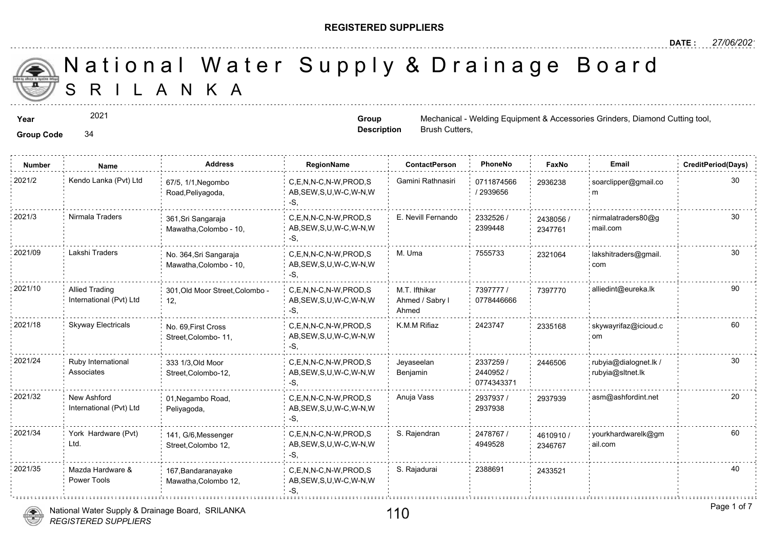**REGISTERED SUPPLIERS**

**DATE :** 27/06/2021

# National Water Supply & Drainage Board
# SRILANKA

**Year** 2021

**Group Code** 34

**Group Description** Mechanical - Welding Equipment & Accessories Grinders, Diamond Cutting tool, Brush Cutters,

| Number | Name | Address | RegionName | ContactPerson | PhoneNo | FaxNo | Email | CreditPeriod(Days) |
|---|---|---|---|---|---|---|---|---|
| 2021/2 | Kendo Lanka (Pvt) Ltd | 67/5, 1/1,Negombo Road,Peliyagoda, | C,E,N,N-C,N-W,PROD,SAB,SEW,S,U,W-C,W-N,W-S, | Gamini Rathnasiri | 0711874566 / 2939656 | 2936238 | soarclipper@gmail.com | 30 |
| 2021/3 | Nirmala Traders | 361,Sri Sangaraja Mawatha,Colombo - 10, | C,E,N,N-C,N-W,PROD,SAB,SEW,S,U,W-C,W-N,W-S, | E. Nevill Fernando | 2332526 / 2399448 | 2438056 / 2347761 | nirmalatraders80@gmail.com | 30 |
| 2021/09 | Lakshi Traders | No. 364,Sri Sangaraja Mawatha,Colombo - 10, | C,E,N,N-C,N-W,PROD,SAB,SEW,S,U,W-C,W-N,W-S, | M. Uma | 7555733 | 2321064 | lakshitraders@gmail.com | 30 |
| 2021/10 | Allied Trading International (Pvt) Ltd | 301,Old Moor Street,Colombo - 12, | C,E,N,N-C,N-W,PROD,SAB,SEW,S,U,W-C,W-N,W-S, | M.T. Ifthikar Ahmed / Sabry I Ahmed | 7397777 / 0778446666 | 7397770 | alliedint@eureka.lk | 90 |
| 2021/18 | Skyway Electricals | No. 69,First Cross Street,Colombo- 11, | C,E,N,N-C,N-W,PROD,SAB,SEW,S,U,W-C,W-N,W-S, | K.M.M Rifiaz | 2423747 | 2335168 | skywayrifaz@icioud.com | 60 |
| 2021/24 | Ruby International Associates | 333 1/3,Old Moor Street,Colombo-12, | C,E,N,N-C,N-W,PROD,SAB,SEW,S,U,W-C,W-N,W-S, | Jeyaseelan Benjamin | 2337259 / 2440952 / 0774343371 | 2446506 | rubyia@dialognet.lk / rubyia@sltnet.lk | 30 |
| 2021/32 | New Ashford International (Pvt) Ltd | 01,Negambo Road, Peliyagoda, | C,E,N,N-C,N-W,PROD,SAB,SEW,S,U,W-C,W-N,W-S, | Anuja Vass | 2937937 / 2937938 | 2937939 | asm@ashfordint.net | 20 |
| 2021/34 | York Hardware (Pvt) Ltd. | 141, G/6,Messenger Street,Colombo 12, | C,E,N,N-C,N-W,PROD,SAB,SEW,S,U,W-C,W-N,W-S, | S. Rajendran | 2478767 / 4949528 | 4610910 / 2346767 | yourkhardwarelk@gmail.com | 60 |
| 2021/35 | Mazda Hardware & Power Tools | 167,Bandaranayake Mawatha,Colombo 12, | C,E,N,N-C,N-W,PROD,SAB,SEW,S,U,W-C,W-N,W-S, | S. Rajadurai | 2388691 | 2433521 | | 40 |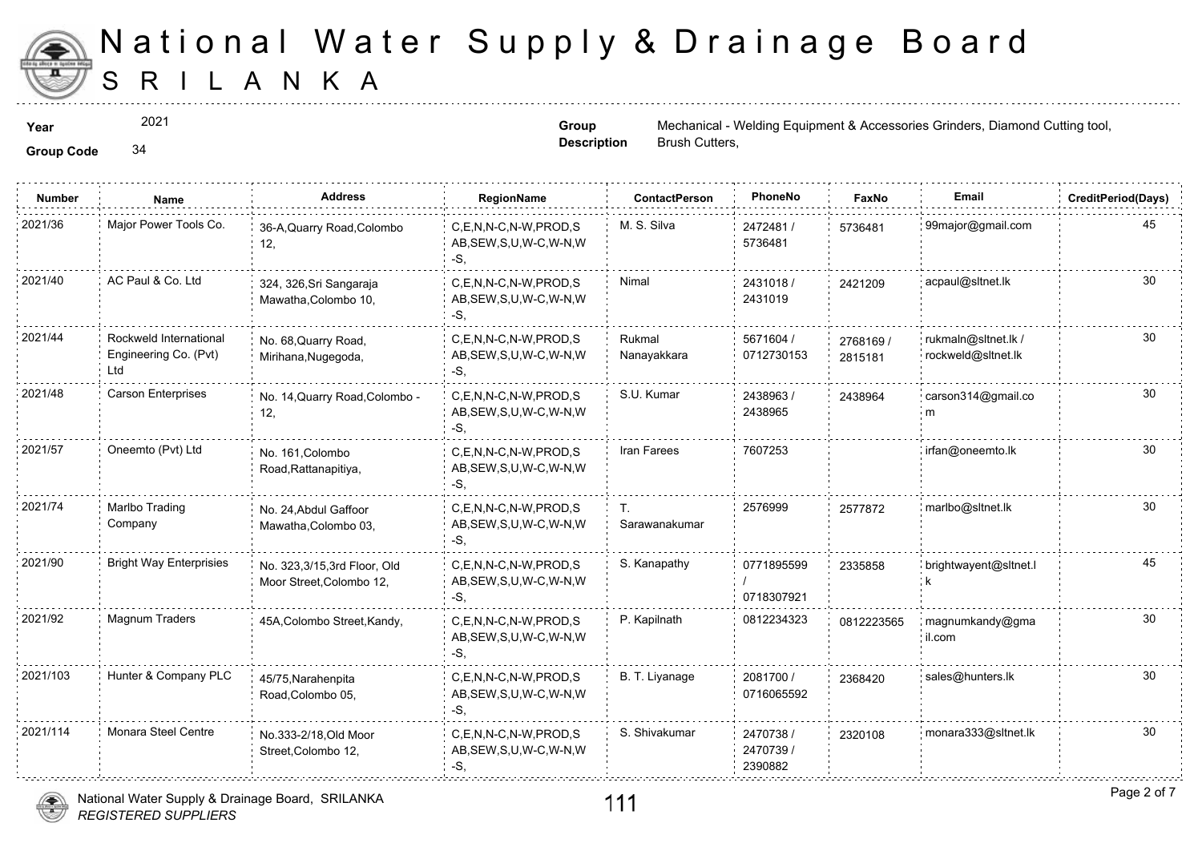# National Water Supply & Drainage Board
## SRILANKA

**Year** 2021

**Group Code** 34

**Group Description** Mechanical - Welding Equipment & Accessories Grinders, Diamond Cutting tool, Brush Cutters,

| Number | Name | Address | RegionName | ContactPerson | PhoneNo | FaxNo | Email | CreditPeriod(Days) |
|---|---|---|---|---|---|---|---|---|
| 2021/36 | Major Power Tools Co. | 36-A,Quarry Road,Colombo 12, | C,E,N,N-C,N-W,PROD,SAB,SEW,S,U,W-C,W-N,W-S, | M. S. Silva | 2472481 / 5736481 | 5736481 | 99major@gmail.com | 45 |
| 2021/40 | AC Paul & Co. Ltd | 324, 326,Sri Sangaraja Mawatha,Colombo 10, | C,E,N,N-C,N-W,PROD,SAB,SEW,S,U,W-C,W-N,W-S, | Nimal | 2431018 / 2431019 | 2421209 | acpaul@sltnet.lk | 30 |
| 2021/44 | Rockweld International Engineering Co. (Pvt) Ltd | No. 68,Quarry Road, Mirihana,Nugegoda, | C,E,N,N-C,N-W,PROD,SAB,SEW,S,U,W-C,W-N,W-S, | Rukmal Nanayakkara | 5671604 / 0712730153 | 2768169 / 2815181 | rukmaln@sltnet.lk / rockweld@sltnet.lk | 30 |
| 2021/48 | Carson Enterprises | No. 14,Quarry Road,Colombo - 12, | C,E,N,N-C,N-W,PROD,SAB,SEW,S,U,W-C,W-N,W-S, | S.U. Kumar | 2438963 / 2438965 | 2438964 | carson314@gmail.com | 30 |
| 2021/57 | Oneemto (Pvt) Ltd | No. 161,Colombo Road,Rattanapitiya, | C,E,N,N-C,N-W,PROD,SAB,SEW,S,U,W-C,W-N,W-S, | Iran Farees | 7607253 | | irfan@oneemto.lk | 30 |
| 2021/74 | Marlbo Trading Company | No. 24,Abdul Gaffoor Mawatha,Colombo 03, | C,E,N,N-C,N-W,PROD,SAB,SEW,S,U,W-C,W-N,W-S, | T. Sarawanakumar | 2576999 | 2577872 | marlbo@sltnet.lk | 30 |
| 2021/90 | Bright Way Enterprisies | No. 323,3/15,3rd Floor, Old Moor Street,Colombo 12, | C,E,N,N-C,N-W,PROD,SAB,SEW,S,U,W-C,W-N,W-S, | S. Kanapathy | 0771895599 / 0718307921 | 2335858 | brightwayent@sltnet.lk | 45 |
| 2021/92 | Magnum Traders | 45A,Colombo Street,Kandy, | C,E,N,N-C,N-W,PROD,SAB,SEW,S,U,W-C,W-N,W-S, | P. Kapilnath | 0812234323 | 0812223565 | magnumkandy@gmail.com | 30 |
| 2021/103 | Hunter & Company PLC | 45/75,Narahenpita Road,Colombo 05, | C,E,N,N-C,N-W,PROD,SAB,SEW,S,U,W-C,W-N,W-S, | B. T. Liyanage | 2081700 / 0716065592 | 2368420 | sales@hunters.lk | 30 |
| 2021/114 | Monara Steel Centre | No.333-2/18,Old Moor Street,Colombo 12, | C,E,N,N-C,N-W,PROD,SAB,SEW,S,U,W-C,W-N,W-S, | S. Shivakumar | 2470738 / 2470739 / 2390882 | 2320108 | monara333@sltnet.lk | 30 |

National Water Supply & Drainage Board, SRILANKA
*REGISTERED SUPPLIERS*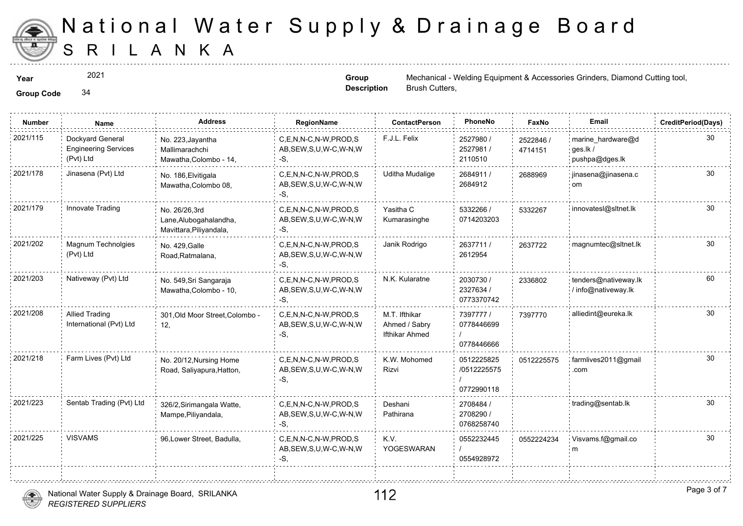# National Water Supply & Drainage Board
# SRILANKA

**Year** 2021

**Group Code** 34

**Group Description** Mechanical - Welding Equipment & Accessories Grinders, Diamond Cutting tool, Brush Cutters,

| Number | Name | Address | RegionName | ContactPerson | PhoneNo | FaxNo | Email | CreditPeriod(Days) |
|---|---|---|---|---|---|---|---|---|
| 2021/115 | Dockyard General Engineering Services (Pvt) Ltd | No. 223,Jayantha Mallimarachchi Mawatha,Colombo - 14, | C,E,N,N-C,N-W,PROD,SAB,SEW,S,U,W-C,W-N,W-S, | F.J.L. Felix | 2527980 / 2527981 / 2110510 | 2522846 / 4714151 | marine_hardware@dges.lk / pushpa@dges.lk | 30 |
| 2021/178 | Jinasena (Pvt) Ltd | No. 186,Elvitigala Mawatha,Colombo 08, | C,E,N,N-C,N-W,PROD,SAB,SEW,S,U,W-C,W-N,W-S, | Uditha Mudalige | 2684911 / 2684912 | 2688969 | jinasena@jinasena.com | 30 |
| 2021/179 | Innovate Trading | No. 26/26,3rd Lane,Alubogahalandha, Mavittara,Piliyandala, | C,E,N,N-C,N-W,PROD,SAB,SEW,S,U,W-C,W-N,W-S, | Yasitha C Kumarasinghe | 5332266 / 0714203203 | 5332267 | innovatesl@sltnet.lk | 30 |
| 2021/202 | Magnum Technolgies (Pvt) Ltd | No. 429,Galle Road,Ratmalana, | C,E,N,N-C,N-W,PROD,SAB,SEW,S,U,W-C,W-N,W-S, | Janik Rodrigo | 2637711 / 2612954 | 2637722 | magnumtec@sltnet.lk | 30 |
| 2021/203 | Nativeway (Pvt) Ltd | No. 549,Sri Sangaraja Mawatha,Colombo - 10, | C,E,N,N-C,N-W,PROD,SAB,SEW,S,U,W-C,W-N,W-S, | N.K. Kularatne | 2030730 / 2327634 / 0773370742 | 2336802 | tenders@nativeway.lk / info@nativeway.lk | 60 |
| 2021/208 | Allied Trading International (Pvt) Ltd | 301,Old Moor Street,Colombo - 12, | C,E,N,N-C,N-W,PROD,SAB,SEW,S,U,W-C,W-N,W-S, | M.T. Ifthikar Ahmed / Sabry Ifthikar Ahmed | 7397777 / 0778446699 / 0778446666 | 7397770 | alliedint@eureka.lk | 30 |
| 2021/218 | Farm Lives (Pvt) Ltd | No. 20/12,Nursing Home Road, Saliyapura,Hatton, | C,E,N,N-C,N-W,PROD,SAB,SEW,S,U,W-C,W-N,W-S, | K.W. Mohomed Rizvi | 0512225825 /0512225575 / 0772990118 | 0512225575 | farmlives2011@gmail.com | 30 |
| 2021/223 | Sentab Trading (Pvt) Ltd | 326/2,Sirimangala Watte, Mampe,Piliyandala, | C,E,N,N-C,N-W,PROD,SAB,SEW,S,U,W-C,W-N,W-S, | Deshani Pathirana | 2708484 / 2708290 / 0768258740 | | trading@sentab.lk | 30 |
| 2021/225 | VISVAMS | 96,Lower Street, Badulla, | C,E,N,N-C,N-W,PROD,SAB,SEW,S,U,W-C,W-N,W-S, | K.V. YOGESWARAN | 0552232445 / 0554928972 | 0552224234 | Visvams.f@gmail.com | 30 |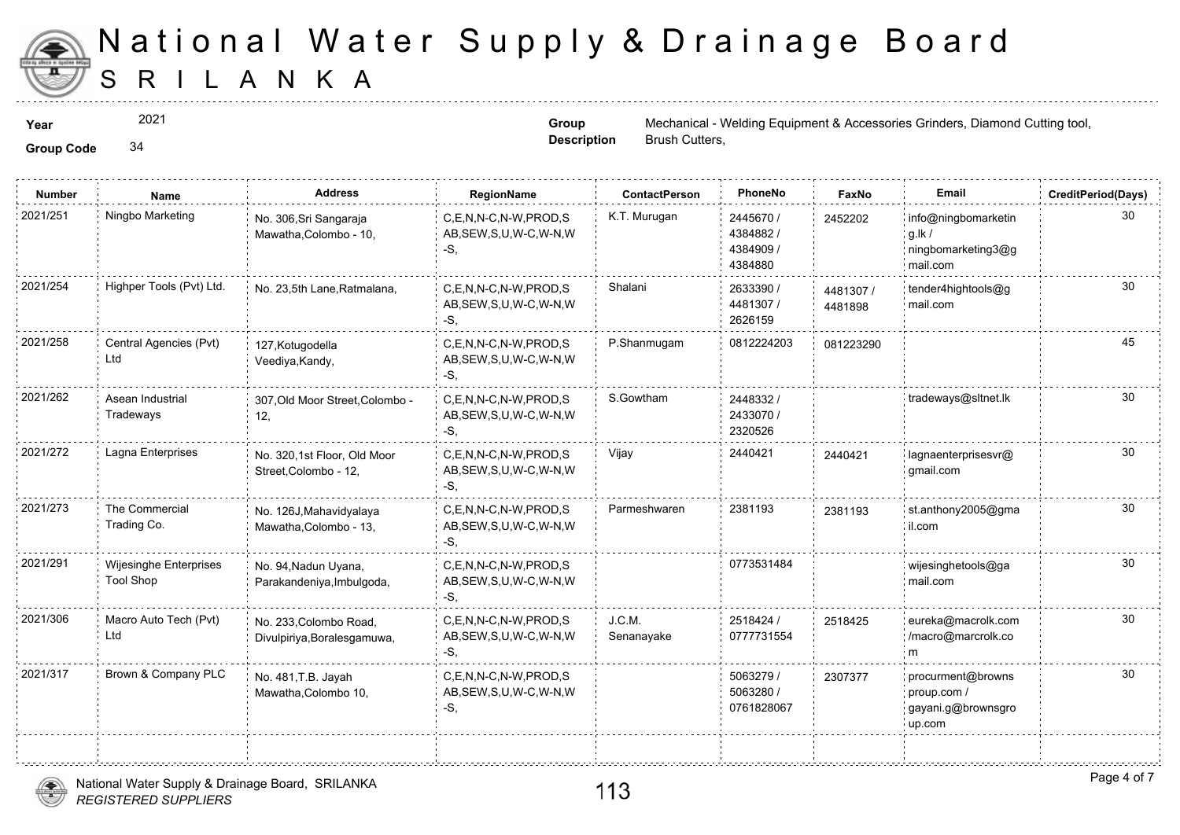# National Water Supply & Drainage Board
# SRILANKA

**Year** 2021

**Group Code** 34

**Group Description** Mechanical - Welding Equipment & Accessories Grinders, Diamond Cutting tool, Brush Cutters,

| Number | Name | Address | RegionName | ContactPerson | PhoneNo | FaxNo | Email | CreditPeriod(Days) |
|---|---|---|---|---|---|---|---|---|
| 2021/251 | Ningbo Marketing | No. 306,Sri Sangaraja Mawatha,Colombo - 10, | C,E,N,N-C,N-W,PROD,SAB,SEW,S,U,W-C,W-N,W-S, | K.T. Murugan | 2445670 / 4384882 / 4384909 / 4384880 | 2452202 | info@ningbomarketing.lk / ningbomarketing3@gmail.com | 30 |
| 2021/254 | Highper Tools (Pvt) Ltd. | No. 23,5th Lane,Ratmalana, | C,E,N,N-C,N-W,PROD,SAB,SEW,S,U,W-C,W-N,W-S, | Shalani | 2633390 / 4481307 / 2626159 | 4481307 / 4481898 | tender4hightools@gmail.com | 30 |
| 2021/258 | Central Agencies (Pvt) Ltd | 127,Kotugodella Veediya,Kandy, | C,E,N,N-C,N-W,PROD,SAB,SEW,S,U,W-C,W-N,W-S, | P.Shanmugam | 0812224203 | 081223290 | | 45 |
| 2021/262 | Asean Industrial Tradeways | 307,Old Moor Street,Colombo - 12, | C,E,N,N-C,N-W,PROD,SAB,SEW,S,U,W-C,W-N,W-S, | S.Gowtham | 2448332 / 2433070 / 2320526 | | tradeways@sltnet.lk | 30 |
| 2021/272 | Lagna Enterprises | No. 320,1st Floor, Old Moor Street,Colombo - 12, | C,E,N,N-C,N-W,PROD,SAB,SEW,S,U,W-C,W-N,W-S, | Vijay | 2440421 | 2440421 | lagnaenterprisesvr@gmail.com | 30 |
| 2021/273 | The Commercial Trading Co. | No. 126J,Mahavidyalaya Mawatha,Colombo - 13, | C,E,N,N-C,N-W,PROD,SAB,SEW,S,U,W-C,W-N,W-S, | Parmeshwaren | 2381193 | 2381193 | st.anthony2005@gmail.com | 30 |
| 2021/291 | Wijesinghe Enterprises Tool Shop | No. 94,Nadun Uyana, Parakandeniya,Imbulgoda, | C,E,N,N-C,N-W,PROD,SAB,SEW,S,U,W-C,W-N,W-S, | | 0773531484 | | wijesinghetools@gamail.com | 30 |
| 2021/306 | Macro Auto Tech (Pvt) Ltd | No. 233,Colombo Road, Divulpiriya,Boralesgamuwa, | C,E,N,N-C,N-W,PROD,SAB,SEW,S,U,W-C,W-N,W-S, | J.C.M. Senanayake | 2518424 / 0777731554 | 2518425 | eureka@macrolk.com /macro@marcrolk.com | 30 |
| 2021/317 | Brown & Company PLC | No. 481,T.B. Jayah Mawatha,Colombo 10, | C,E,N,N-C,N-W,PROD,SAB,SEW,S,U,W-C,W-N,W-S, | | 5063279 / 5063280 / 0761828067 | 2307377 | procurment@browns proup.com / gayani.g@brownsgroup.com | 30 |

National Water Supply & Drainage Board, SRILANKA
*REGISTERED SUPPLIERS*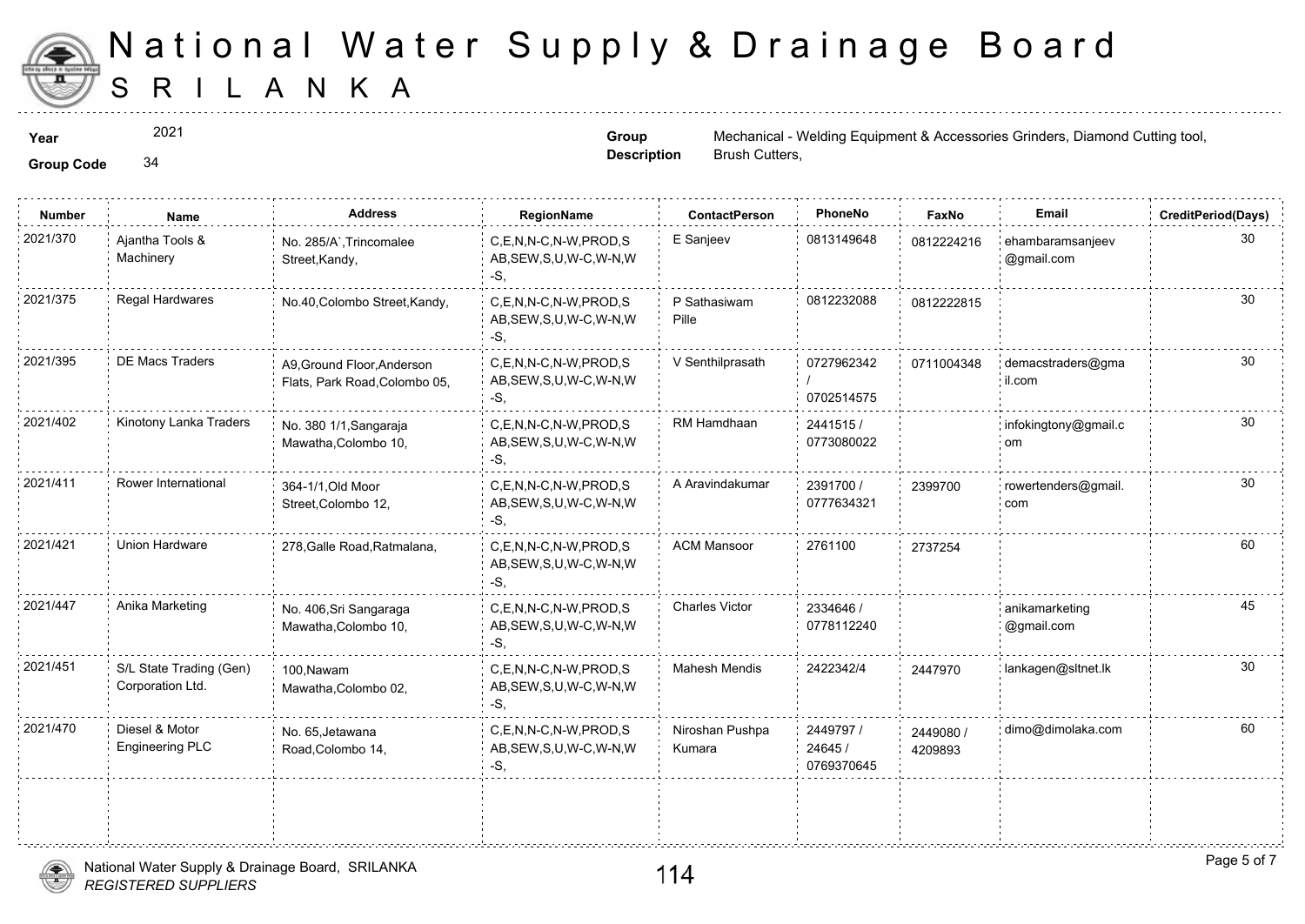# National Water Supply & Drainage Board SRILANKA

**Year** 2021

**Group Code** 34

**Group Description** Mechanical - Welding Equipment & Accessories Grinders, Diamond Cutting tool, Brush Cutters,

| Number | Name | Address | RegionName | ContactPerson | PhoneNo | FaxNo | Email | CreditPeriod(Days) |
|---|---|---|---|---|---|---|---|---|
| 2021/370 | Ajantha Tools & Machinery | No. 285/A`,Trincomalee Street,Kandy, | C,E,N,N-C,N-W,PROD,SAB,SEW,S,U,W-C,W-N,W-S, | E Sanjeev | 0813149648 | 0812224216 | ehambaramsanjeev@gmail.com | 30 |
| 2021/375 | Regal Hardwares | No.40,Colombo Street,Kandy, | C,E,N,N-C,N-W,PROD,SAB,SEW,S,U,W-C,W-N,W-S, | P Sathasiwam Pille | 0812232088 | 0812222815 | | 30 |
| 2021/395 | DE Macs Traders | A9,Ground Floor,Anderson Flats, Park Road,Colombo 05, | C,E,N,N-C,N-W,PROD,SAB,SEW,S,U,W-C,W-N,W-S, | V Senthilprasath | 0727962342 / 0702514575 | 0711004348 | demacstraders@gmail.com | 30 |
| 2021/402 | Kinotony Lanka Traders | No. 380 1/1,Sangaraja Mawatha,Colombo 10, | C,E,N,N-C,N-W,PROD,SAB,SEW,S,U,W-C,W-N,W-S, | RM Hamdhaan | 2441515 / 0773080022 | | infokingtony@gmail.com | 30 |
| 2021/411 | Rower International | 364-1/1,Old Moor Street,Colombo 12, | C,E,N,N-C,N-W,PROD,SAB,SEW,S,U,W-C,W-N,W-S, | A Aravindakumar | 2391700 / 0777634321 | 2399700 | rowertenders@gmail.com | 30 |
| 2021/421 | Union Hardware | 278,Galle Road,Ratmalana, | C,E,N,N-C,N-W,PROD,SAB,SEW,S,U,W-C,W-N,W-S, | ACM Mansoor | 2761100 | 2737254 | | 60 |
| 2021/447 | Anika Marketing | No. 406,Sri Sangaraga Mawatha,Colombo 10, | C,E,N,N-C,N-W,PROD,SAB,SEW,S,U,W-C,W-N,W-S, | Charles Victor | 2334646 / 0778112240 | | anikamarketing@gmail.com | 45 |
| 2021/451 | S/L State Trading (Gen) Corporation Ltd. | 100,Nawam Mawatha,Colombo 02, | C,E,N,N-C,N-W,PROD,SAB,SEW,S,U,W-C,W-N,W-S, | Mahesh Mendis | 2422342/4 | 2447970 | lankagen@sltnet.lk | 30 |
| 2021/470 | Diesel & Motor Engineering PLC | No. 65,Jetawana Road,Colombo 14, | C,E,N,N-C,N-W,PROD,SAB,SEW,S,U,W-C,W-N,W-S, | Niroshan Pushpa Kumara | 2449797 / 24645 / 0769370645 | 2449080 / 4209893 | dimo@dimolaka.com | 60 |

National Water Supply & Drainage Board, SRILANKA
*REGISTERED SUPPLIERS*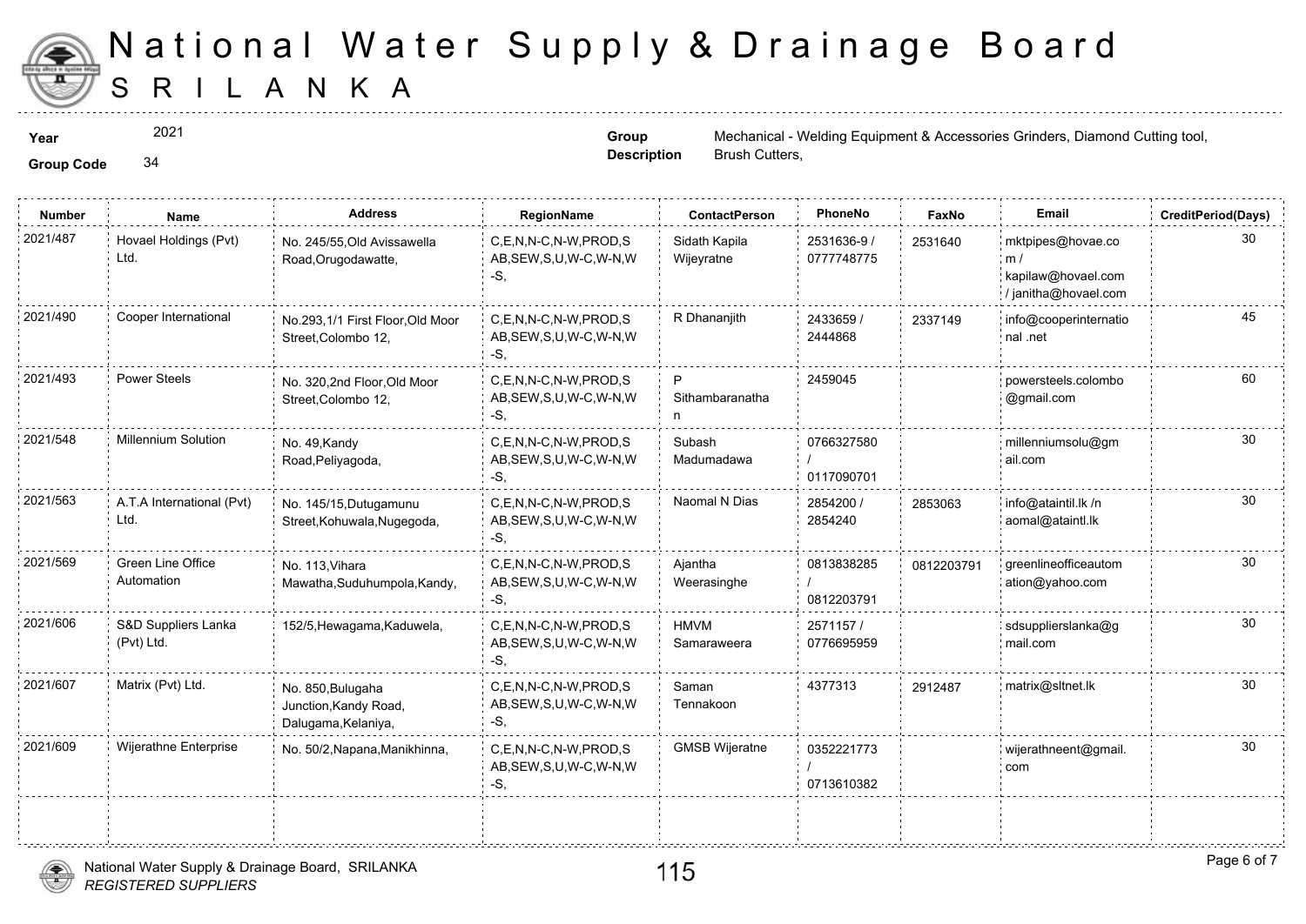# National Water Supply & Drainage Board
## SRILANKA

**Year** 2021

**Group Code** 34

**Group Description** Mechanical - Welding Equipment & Accessories Grinders, Diamond Cutting tool, Brush Cutters,

| Number | Name | Address | RegionName | ContactPerson | PhoneNo | FaxNo | Email | CreditPeriod(Days) |
|---|---|---|---|---|---|---|---|---|
| 2021/487 | Hovael Holdings (Pvt) Ltd. | No. 245/55,Old Avissawella Road,Orugodawatte, | C,E,N,N-C,N-W,PROD,SAB,SEW,S,U,W-C,W-N,W-S, | Sidath Kapila Wijeyratne | 2531636-9 / 0777748775 | 2531640 | mktpipes@hovae.com / kapilaw@hovael.com / janitha@hovael.com | 30 |
| 2021/490 | Cooper International | No.293,1/1 First Floor,Old Moor Street,Colombo 12, | C,E,N,N-C,N-W,PROD,SAB,SEW,S,U,W-C,W-N,W-S, | R Dhananjith | 2433659 / 2444868 | 2337149 | info@cooperinternational .net | 45 |
| 2021/493 | Power Steels | No. 320,2nd Floor,Old Moor Street,Colombo 12, | C,E,N,N-C,N-W,PROD,SAB,SEW,S,U,W-C,W-N,W-S, | P Sithambaranathan | 2459045 | | powersteels.colombo@gmail.com | 60 |
| 2021/548 | Millennium Solution | No. 49,Kandy Road,Peliyagoda, | C,E,N,N-C,N-W,PROD,SAB,SEW,S,U,W-C,W-N,W-S, | Subash Madumadawa | 0766327580 / 0117090701 | | millenniumsolu@gmail.com | 30 |
| 2021/563 | A.T.A International (Pvt) Ltd. | No. 145/15,Dutugamunu Street,Kohuwala,Nugegoda, | C,E,N,N-C,N-W,PROD,SAB,SEW,S,U,W-C,W-N,W-S, | Naomal N Dias | 2854200 / 2854240 | 2853063 | info@ataintl.lk /naomal@ataintl.lk | 30 |
| 2021/569 | Green Line Office Automation | No. 113,Vihara Mawatha,Suduhumpola,Kandy, | C,E,N,N-C,N-W,PROD,SAB,SEW,S,U,W-C,W-N,W-S, | Ajantha Weerasinghe | 0813838285 / 0812203791 | 0812203791 | greenlineofficeautomation@yahoo.com | 30 |
| 2021/606 | S&D Suppliers Lanka (Pvt) Ltd. | 152/5,Hewagama,Kaduwela, | C,E,N,N-C,N-W,PROD,SAB,SEW,S,U,W-C,W-N,W-S, | HMVM Samaraweera | 2571157 / 0776695959 | | sdsupplierslanka@gmail.com | 30 |
| 2021/607 | Matrix (Pvt) Ltd. | No. 850,Bulugaha Junction,Kandy Road, Dalugama,Kelaniya, | C,E,N,N-C,N-W,PROD,SAB,SEW,S,U,W-C,W-N,W-S, | Saman Tennakoon | 4377313 | 2912487 | matrix@sltnet.lk | 30 |
| 2021/609 | Wijerathne Enterprise | No. 50/2,Napana,Manikhinna, | C,E,N,N-C,N-W,PROD,SAB,SEW,S,U,W-C,W-N,W-S, | GMSB Wijeratne | 0352221773 / 0713610382 | | wijerathneent@gmail.com | 30 |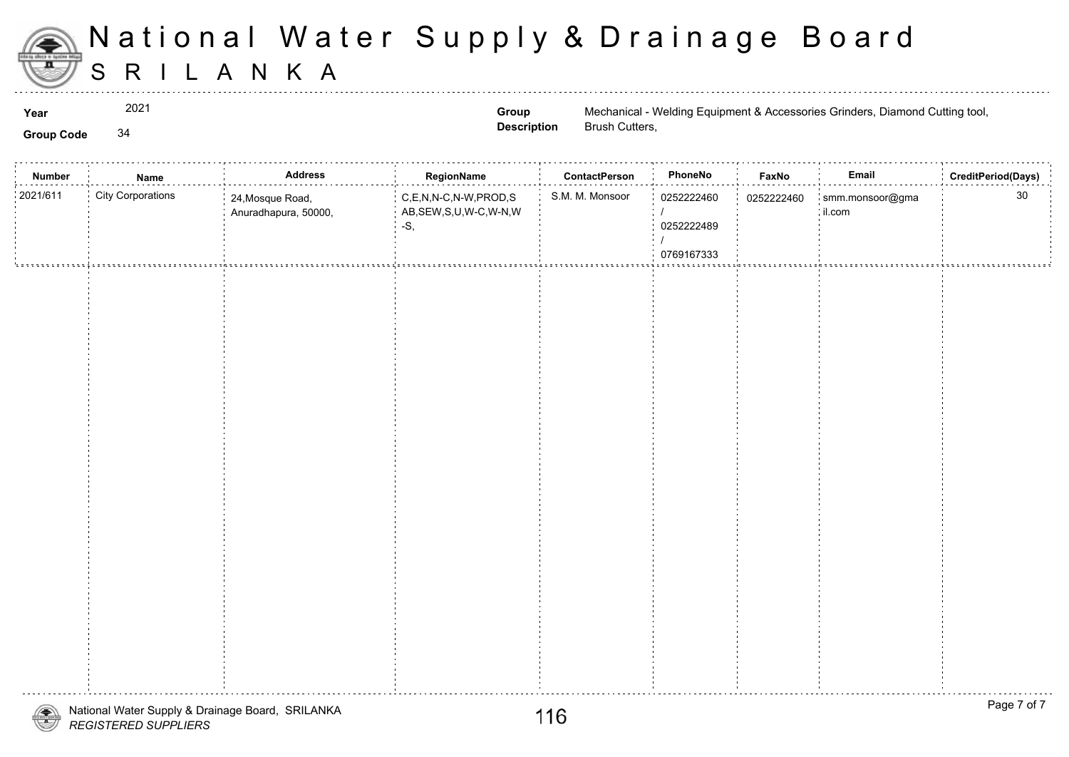# National Water Supply & Drainage Board
## SRILANKA

**Year** 2021

**Group Code** 34

**Group Description** Mechanical - Welding Equipment & Accessories Grinders, Diamond Cutting tool, Brush Cutters,

| Number | Name | Address | RegionName | ContactPerson | PhoneNo | FaxNo | Email | CreditPeriod(Days) |
|---|---|---|---|---|---|---|---|---|
| 2021/611 | City Corporations | 24,Mosque Road, Anuradhapura, 50000, | C,E,N,N-C,N-W,PROD,SAB,SEW,S,U,W-C,W-N,W-S, | S.M. M. Monsoor | 0252222460 / 0252222489 / 0769167333 | 0252222460 | smm.monsoor@gmail.com | 30 |

National Water Supply & Drainage Board, SRILANKA
*REGISTERED SUPPLIERS*